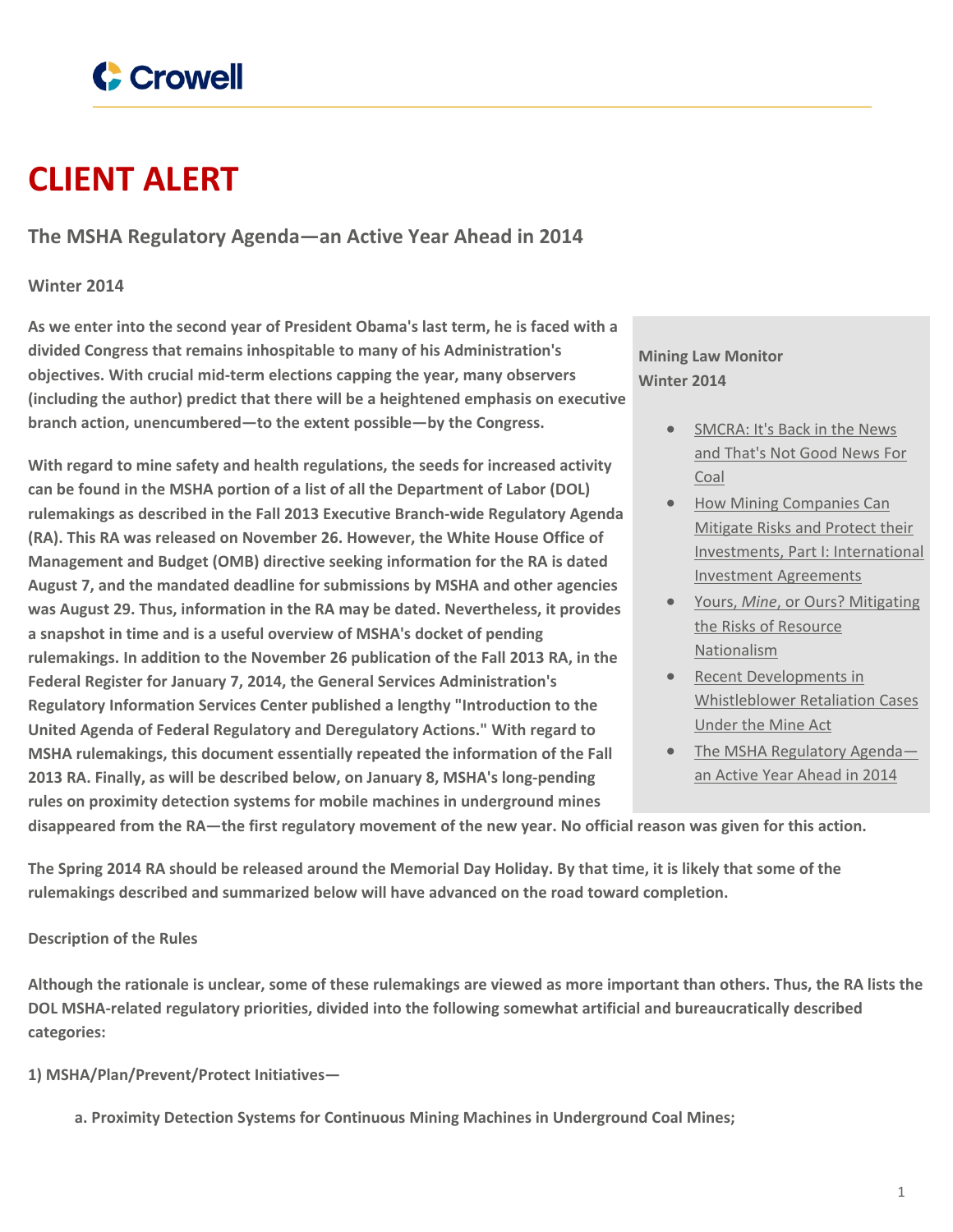Crowell

# CLIENT ALERT

## The MSHA Regulatory Agenda—an Active Year Ahead in 2014

**Winter 2014**

**As we enter into the second year of President Obama's last term, he is faced with a divided Congress that remains inhospitable to many of his Administration's objectives. With crucial mid-term elections capping the year, many observers (including the author) predict that there will be a heightened emphasis on executive branch action, unencumbered—to the extent possible—by the Congress.**

**With regard to mine safety and health regulations, the seeds for increased activity can be found in the MSHA portion of a list of all the Department of Labor (DOL) rulemakings as described in the Fall 2013 Executive Branch-wide Regulatory Agenda (RA). This RA was released on November 26. However, the White House Office of Management and Budget (OMB) directive seeking information for the RA is dated August 7, and the mandated deadline for submissions by MSHA and other agencies was August 29. Thus, information in the RA may be dated. Nevertheless, it provides a snapshot in time and is a useful overview of MSHA's docket of pending rulemakings. In addition to the November 26 publication of the Fall 2013 RA, in the Federal Register for January 7, 2014, the General Services Administration's Regulatory Information Services Center published a lengthy "Introduction to the United Agenda of Federal Regulatory and Deregulatory Actions." With regard to MSHA rulemakings, this document essentially repeated the information of the Fall 2013 RA. Finally, as will be described below, on January 8, MSHA's long-pending rules on proximity detection systems for mobile machines in underground mines disappeared from the RA—the first regulatory movement of the new year. No official reason was given for this action.**

**The Spring 2014 RA should be released around the Memorial Day Holiday. By that time, it is likely that some of the rulemakings described and summarized below will have advanced on the road toward completion.**

**Mining Law Monitor**
**Winter 2014**

- SMCRA: It's Back in the News and That's Not Good News For Coal
- How Mining Companies Can Mitigate Risks and Protect their Investments, Part I: International Investment Agreements
- Yours, *Mine*, or Ours? Mitigating the Risks of Resource Nationalism
- Recent Developments in Whistleblower Retaliation Cases Under the Mine Act
- The MSHA Regulatory Agenda—an Active Year Ahead in 2014

**Description of the Rules**

**Although the rationale is unclear, some of these rulemakings are viewed as more important than others. Thus, the RA lists the DOL MSHA-related regulatory priorities, divided into the following somewhat artificial and bureaucratically described categories:**

**1) MSHA/Plan/Prevent/Protect Initiatives—**

- **a. Proximity Detection Systems for Continuous Mining Machines in Underground Coal Mines;**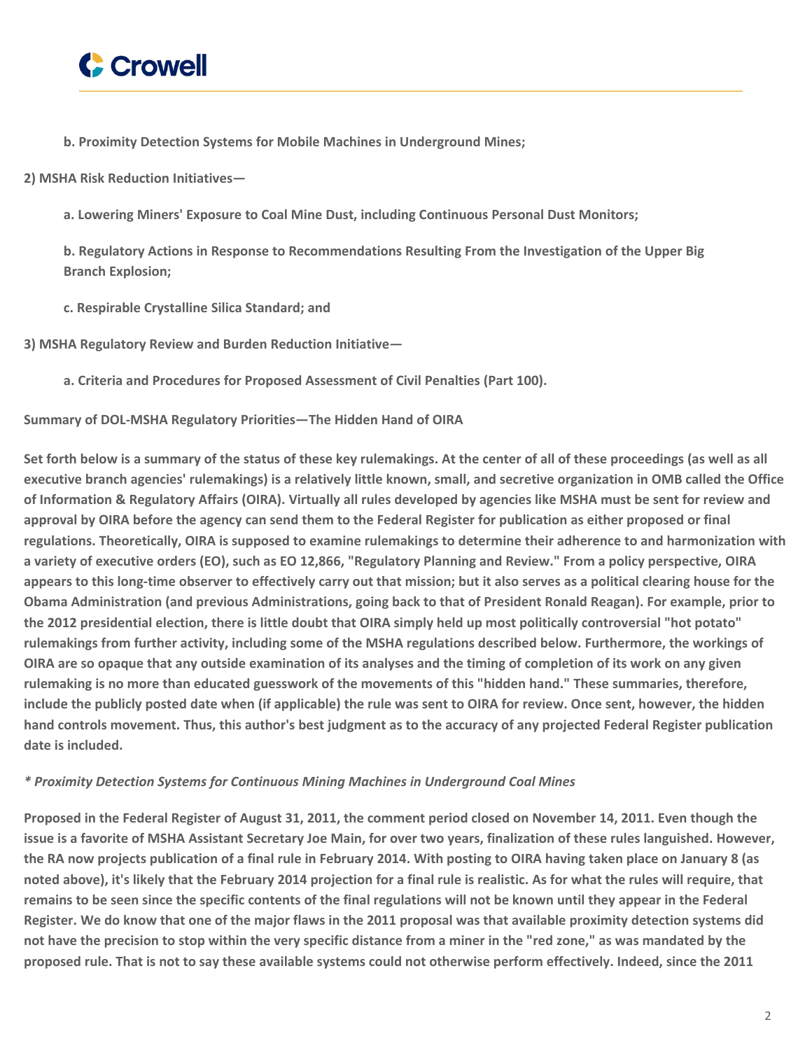**b. Proximity Detection Systems for Mobile Machines in Underground Mines;**

**2) MSHA Risk Reduction Initiatives—**

**a. Lowering Miners' Exposure to Coal Mine Dust, including Continuous Personal Dust Monitors;**

**b. Regulatory Actions in Response to Recommendations Resulting From the Investigation of the Upper Big Branch Explosion;**

**c. Respirable Crystalline Silica Standard; and**

**3) MSHA Regulatory Review and Burden Reduction Initiative—**

**a. Criteria and Procedures for Proposed Assessment of Civil Penalties (Part 100).**

**Summary of DOL-MSHA Regulatory Priorities—The Hidden Hand of OIRA**

**Set forth below is a summary of the status of these key rulemakings. At the center of all of these proceedings (as well as all executive branch agencies' rulemakings) is a relatively little known, small, and secretive organization in OMB called the Office of Information & Regulatory Affairs (OIRA). Virtually all rules developed by agencies like MSHA must be sent for review and approval by OIRA before the agency can send them to the Federal Register for publication as either proposed or final regulations. Theoretically, OIRA is supposed to examine rulemakings to determine their adherence to and harmonization with a variety of executive orders (EO), such as EO 12,866, "Regulatory Planning and Review." From a policy perspective, OIRA appears to this long-time observer to effectively carry out that mission; but it also serves as a political clearing house for the Obama Administration (and previous Administrations, going back to that of President Ronald Reagan). For example, prior to the 2012 presidential election, there is little doubt that OIRA simply held up most politically controversial "hot potato" rulemakings from further activity, including some of the MSHA regulations described below. Furthermore, the workings of OIRA are so opaque that any outside examination of its analyses and the timing of completion of its work on any given rulemaking is no more than educated guesswork of the movements of this "hidden hand." These summaries, therefore, include the publicly posted date when (if applicable) the rule was sent to OIRA for review. Once sent, however, the hidden hand controls movement. Thus, this author's best judgment as to the accuracy of any projected Federal Register publication date is included.**

***\* Proximity Detection Systems for Continuous Mining Machines in Underground Coal Mines***

**Proposed in the Federal Register of August 31, 2011, the comment period closed on November 14, 2011. Even though the issue is a favorite of MSHA Assistant Secretary Joe Main, for over two years, finalization of these rules languished. However, the RA now projects publication of a final rule in February 2014. With posting to OIRA having taken place on January 8 (as noted above), it's likely that the February 2014 projection for a final rule is realistic. As for what the rules will require, that remains to be seen since the specific contents of the final regulations will not be known until they appear in the Federal Register. We do know that one of the major flaws in the 2011 proposal was that available proximity detection systems did not have the precision to stop within the very specific distance from a miner in the "red zone," as was mandated by the proposed rule. That is not to say these available systems could not otherwise perform effectively. Indeed, since the 2011**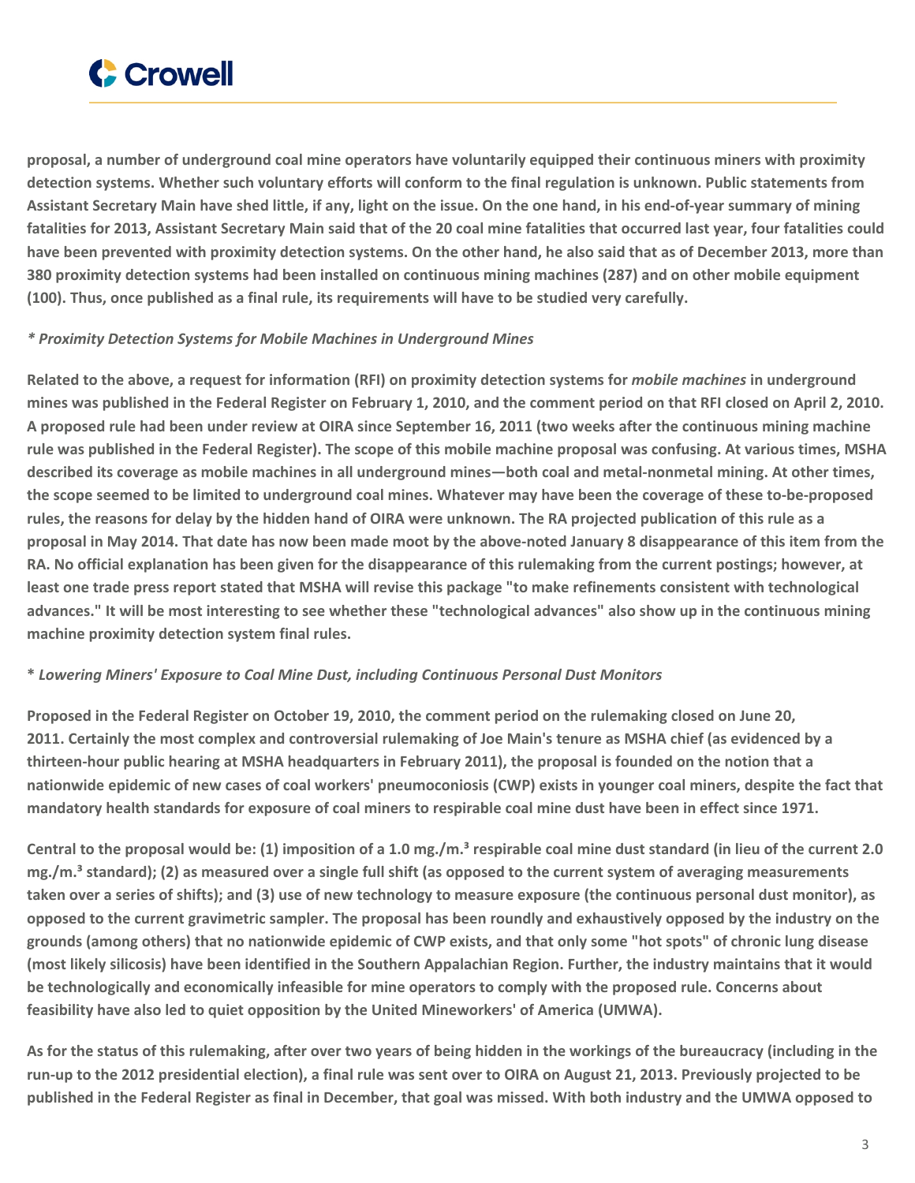**proposal, a number of underground coal mine operators have voluntarily equipped their continuous miners with proximity detection systems. Whether such voluntary efforts will conform to the final regulation is unknown. Public statements from Assistant Secretary Main have shed little, if any, light on the issue. On the one hand, in his end-of-year summary of mining fatalities for 2013, Assistant Secretary Main said that of the 20 coal mine fatalities that occurred last year, four fatalities could have been prevented with proximity detection systems. On the other hand, he also said that as of December 2013, more than 380 proximity detection systems had been installed on continuous mining machines (287) and on other mobile equipment (100). Thus, once published as a final rule, its requirements will have to be studied very carefully.**

***\* Proximity Detection Systems for Mobile Machines in Underground Mines***

**Related to the above, a request for information (RFI) on proximity detection systems for *mobile machines* in underground mines was published in the Federal Register on February 1, 2010, and the comment period on that RFI closed on April 2, 2010. A proposed rule had been under review at OIRA since September 16, 2011 (two weeks after the continuous mining machine rule was published in the Federal Register). The scope of this mobile machine proposal was confusing. At various times, MSHA described its coverage as mobile machines in all underground mines—both coal and metal-nonmetal mining. At other times, the scope seemed to be limited to underground coal mines. Whatever may have been the coverage of these to-be-proposed rules, the reasons for delay by the hidden hand of OIRA were unknown. The RA projected publication of this rule as a proposal in May 2014. That date has now been made moot by the above-noted January 8 disappearance of this item from the RA. No official explanation has been given for the disappearance of this rulemaking from the current postings; however, at least one trade press report stated that MSHA will revise this package "to make refinements consistent with technological advances." It will be most interesting to see whether these "technological advances" also show up in the continuous mining machine proximity detection system final rules.**

**\* *Lowering Miners' Exposure to Coal Mine Dust, including Continuous Personal Dust Monitors***

**Proposed in the Federal Register on October 19, 2010, the comment period on the rulemaking closed on June 20, 2011. Certainly the most complex and controversial rulemaking of Joe Main's tenure as MSHA chief (as evidenced by a thirteen-hour public hearing at MSHA headquarters in February 2011), the proposal is founded on the notion that a nationwide epidemic of new cases of coal workers' pneumoconiosis (CWP) exists in younger coal miners, despite the fact that mandatory health standards for exposure of coal miners to respirable coal mine dust have been in effect since 1971.**

**Central to the proposal would be: (1) imposition of a 1.0 mg./m.$^3$ respirable coal mine dust standard (in lieu of the current 2.0 mg./m.$^3$ standard); (2) as measured over a single full shift (as opposed to the current system of averaging measurements taken over a series of shifts); and (3) use of new technology to measure exposure (the continuous personal dust monitor), as opposed to the current gravimetric sampler. The proposal has been roundly and exhaustively opposed by the industry on the grounds (among others) that no nationwide epidemic of CWP exists, and that only some "hot spots" of chronic lung disease (most likely silicosis) have been identified in the Southern Appalachian Region. Further, the industry maintains that it would be technologically and economically infeasible for mine operators to comply with the proposed rule. Concerns about feasibility have also led to quiet opposition by the United Mineworkers' of America (UMWA).**

**As for the status of this rulemaking, after over two years of being hidden in the workings of the bureaucracy (including in the run-up to the 2012 presidential election), a final rule was sent over to OIRA on August 21, 2013. Previously projected to be published in the Federal Register as final in December, that goal was missed. With both industry and the UMWA opposed to**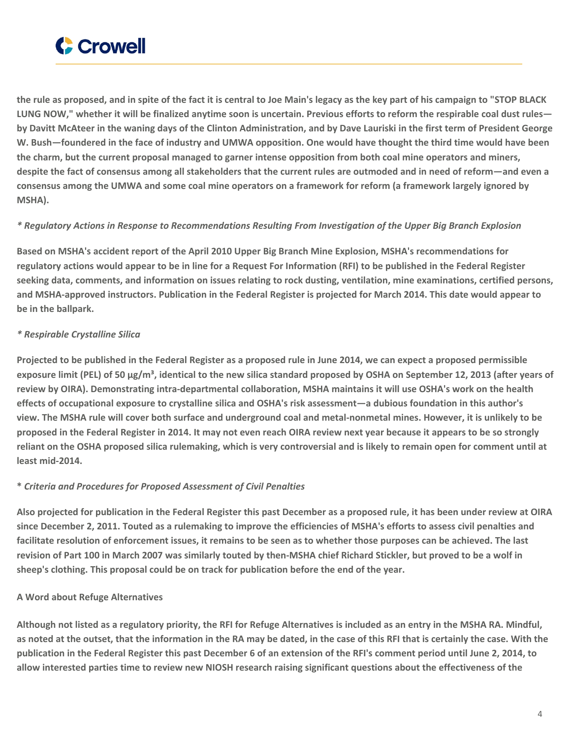the rule as proposed, and in spite of the fact it is central to Joe Main's legacy as the key part of his campaign to "STOP BLACK LUNG NOW," whether it will be finalized anytime soon is uncertain. Previous efforts to reform the respirable coal dust rules—by Davitt McAteer in the waning days of the Clinton Administration, and by Dave Lauriski in the first term of President George W. Bush—foundered in the face of industry and UMWA opposition. One would have thought the third time would have been the charm, but the current proposal managed to garner intense opposition from both coal mine operators and miners, despite the fact of consensus among all stakeholders that the current rules are outmoded and in need of reform—and even a consensus among the UMWA and some coal mine operators on a framework for reform (a framework largely ignored by MSHA).

*\* Regulatory Actions in Response to Recommendations Resulting From Investigation of the Upper Big Branch Explosion*

Based on MSHA's accident report of the April 2010 Upper Big Branch Mine Explosion, MSHA's recommendations for regulatory actions would appear to be in line for a Request For Information (RFI) to be published in the Federal Register seeking data, comments, and information on issues relating to rock dusting, ventilation, mine examinations, certified persons, and MSHA-approved instructors. Publication in the Federal Register is projected for March 2014. This date would appear to be in the ballpark.

*\* Respirable Crystalline Silica*

Projected to be published in the Federal Register as a proposed rule in June 2014, we can expect a proposed permissible exposure limit (PEL) of 50 μg/m³, identical to the new silica standard proposed by OSHA on September 12, 2013 (after years of review by OIRA). Demonstrating intra-departmental collaboration, MSHA maintains it will use OSHA's work on the health effects of occupational exposure to crystalline silica and OSHA's risk assessment—a dubious foundation in this author's view. The MSHA rule will cover both surface and underground coal and metal-nonmetal mines. However, it is unlikely to be proposed in the Federal Register in 2014. It may not even reach OIRA review next year because it appears to be so strongly reliant on the OSHA proposed silica rulemaking, which is very controversial and is likely to remain open for comment until at least mid-2014.

\* *Criteria and Procedures for Proposed Assessment of Civil Penalties*

Also projected for publication in the Federal Register this past December as a proposed rule, it has been under review at OIRA since December 2, 2011. Touted as a rulemaking to improve the efficiencies of MSHA's efforts to assess civil penalties and facilitate resolution of enforcement issues, it remains to be seen as to whether those purposes can be achieved. The last revision of Part 100 in March 2007 was similarly touted by then-MSHA chief Richard Stickler, but proved to be a wolf in sheep's clothing. This proposal could be on track for publication before the end of the year.

**A Word about Refuge Alternatives**

Although not listed as a regulatory priority, the RFI for Refuge Alternatives is included as an entry in the MSHA RA. Mindful, as noted at the outset, that the information in the RA may be dated, in the case of this RFI that is certainly the case. With the publication in the Federal Register this past December 6 of an extension of the RFI's comment period until June 2, 2014, to allow interested parties time to review new NIOSH research raising significant questions about the effectiveness of the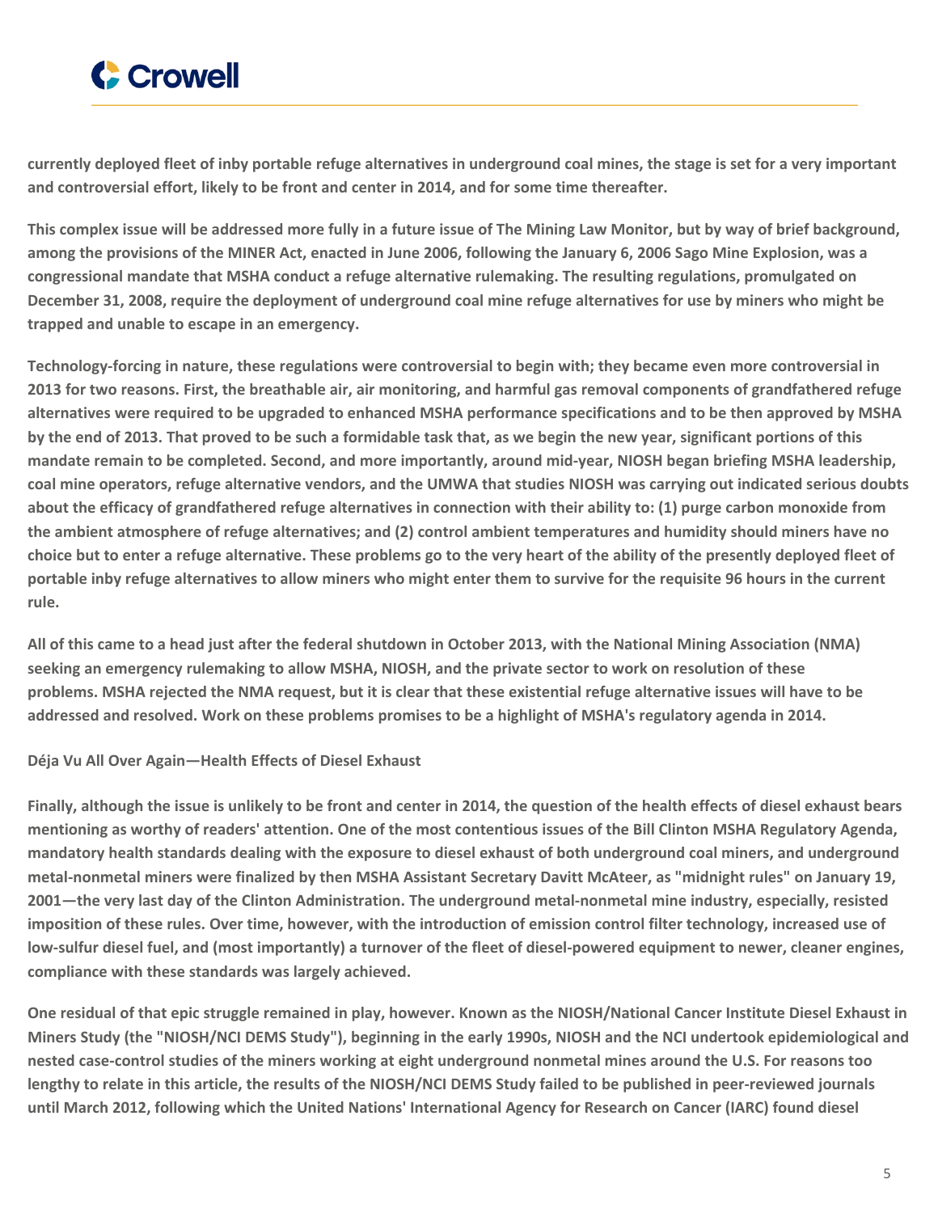**currently deployed fleet of inby portable refuge alternatives in underground coal mines, the stage is set for a very important and controversial effort, likely to be front and center in 2014, and for some time thereafter.**

**This complex issue will be addressed more fully in a future issue of The Mining Law Monitor, but by way of brief background, among the provisions of the MINER Act, enacted in June 2006, following the January 6, 2006 Sago Mine Explosion, was a congressional mandate that MSHA conduct a refuge alternative rulemaking. The resulting regulations, promulgated on December 31, 2008, require the deployment of underground coal mine refuge alternatives for use by miners who might be trapped and unable to escape in an emergency.**

**Technology-forcing in nature, these regulations were controversial to begin with; they became even more controversial in 2013 for two reasons. First, the breathable air, air monitoring, and harmful gas removal components of grandfathered refuge alternatives were required to be upgraded to enhanced MSHA performance specifications and to be then approved by MSHA by the end of 2013. That proved to be such a formidable task that, as we begin the new year, significant portions of this mandate remain to be completed. Second, and more importantly, around mid-year, NIOSH began briefing MSHA leadership, coal mine operators, refuge alternative vendors, and the UMWA that studies NIOSH was carrying out indicated serious doubts about the efficacy of grandfathered refuge alternatives in connection with their ability to: (1) purge carbon monoxide from the ambient atmosphere of refuge alternatives; and (2) control ambient temperatures and humidity should miners have no choice but to enter a refuge alternative. These problems go to the very heart of the ability of the presently deployed fleet of portable inby refuge alternatives to allow miners who might enter them to survive for the requisite 96 hours in the current rule.**

**All of this came to a head just after the federal shutdown in October 2013, with the National Mining Association (NMA) seeking an emergency rulemaking to allow MSHA, NIOSH, and the private sector to work on resolution of these problems. MSHA rejected the NMA request, but it is clear that these existential refuge alternative issues will have to be addressed and resolved. Work on these problems promises to be a highlight of MSHA's regulatory agenda in 2014.**

**Déja Vu All Over Again—Health Effects of Diesel Exhaust**

**Finally, although the issue is unlikely to be front and center in 2014, the question of the health effects of diesel exhaust bears mentioning as worthy of readers' attention. One of the most contentious issues of the Bill Clinton MSHA Regulatory Agenda, mandatory health standards dealing with the exposure to diesel exhaust of both underground coal miners, and underground metal-nonmetal miners were finalized by then MSHA Assistant Secretary Davitt McAteer, as "midnight rules" on January 19, 2001—the very last day of the Clinton Administration. The underground metal-nonmetal mine industry, especially, resisted imposition of these rules. Over time, however, with the introduction of emission control filter technology, increased use of low-sulfur diesel fuel, and (most importantly) a turnover of the fleet of diesel-powered equipment to newer, cleaner engines, compliance with these standards was largely achieved.**

**One residual of that epic struggle remained in play, however. Known as the NIOSH/National Cancer Institute Diesel Exhaust in Miners Study (the "NIOSH/NCI DEMS Study"), beginning in the early 1990s, NIOSH and the NCI undertook epidemiological and nested case-control studies of the miners working at eight underground nonmetal mines around the U.S. For reasons too lengthy to relate in this article, the results of the NIOSH/NCI DEMS Study failed to be published in peer-reviewed journals until March 2012, following which the United Nations' International Agency for Research on Cancer (IARC) found diesel**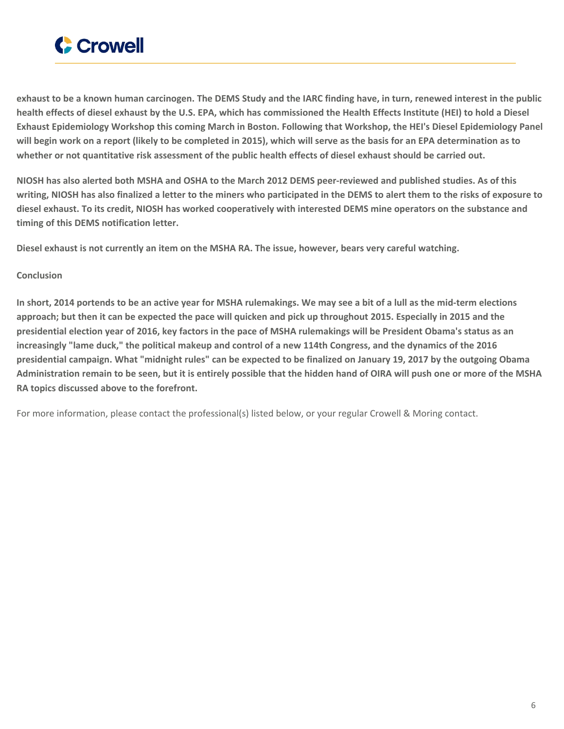**exhaust to be a known human carcinogen. The DEMS Study and the IARC finding have, in turn, renewed interest in the public health effects of diesel exhaust by the U.S. EPA, which has commissioned the Health Effects Institute (HEI) to hold a Diesel Exhaust Epidemiology Workshop this coming March in Boston. Following that Workshop, the HEI's Diesel Epidemiology Panel will begin work on a report (likely to be completed in 2015), which will serve as the basis for an EPA determination as to whether or not quantitative risk assessment of the public health effects of diesel exhaust should be carried out.**

**NIOSH has also alerted both MSHA and OSHA to the March 2012 DEMS peer-reviewed and published studies. As of this writing, NIOSH has also finalized a letter to the miners who participated in the DEMS to alert them to the risks of exposure to diesel exhaust. To its credit, NIOSH has worked cooperatively with interested DEMS mine operators on the substance and timing of this DEMS notification letter.**

**Diesel exhaust is not currently an item on the MSHA RA. The issue, however, bears very careful watching.**

**Conclusion**

**In short, 2014 portends to be an active year for MSHA rulemakings. We may see a bit of a lull as the mid-term elections approach; but then it can be expected the pace will quicken and pick up throughout 2015. Especially in 2015 and the presidential election year of 2016, key factors in the pace of MSHA rulemakings will be President Obama's status as an increasingly "lame duck," the political makeup and control of a new 114th Congress, and the dynamics of the 2016 presidential campaign. What "midnight rules" can be expected to be finalized on January 19, 2017 by the outgoing Obama Administration remain to be seen, but it is entirely possible that the hidden hand of OIRA will push one or more of the MSHA RA topics discussed above to the forefront.**

For more information, please contact the professional(s) listed below, or your regular Crowell & Moring contact.